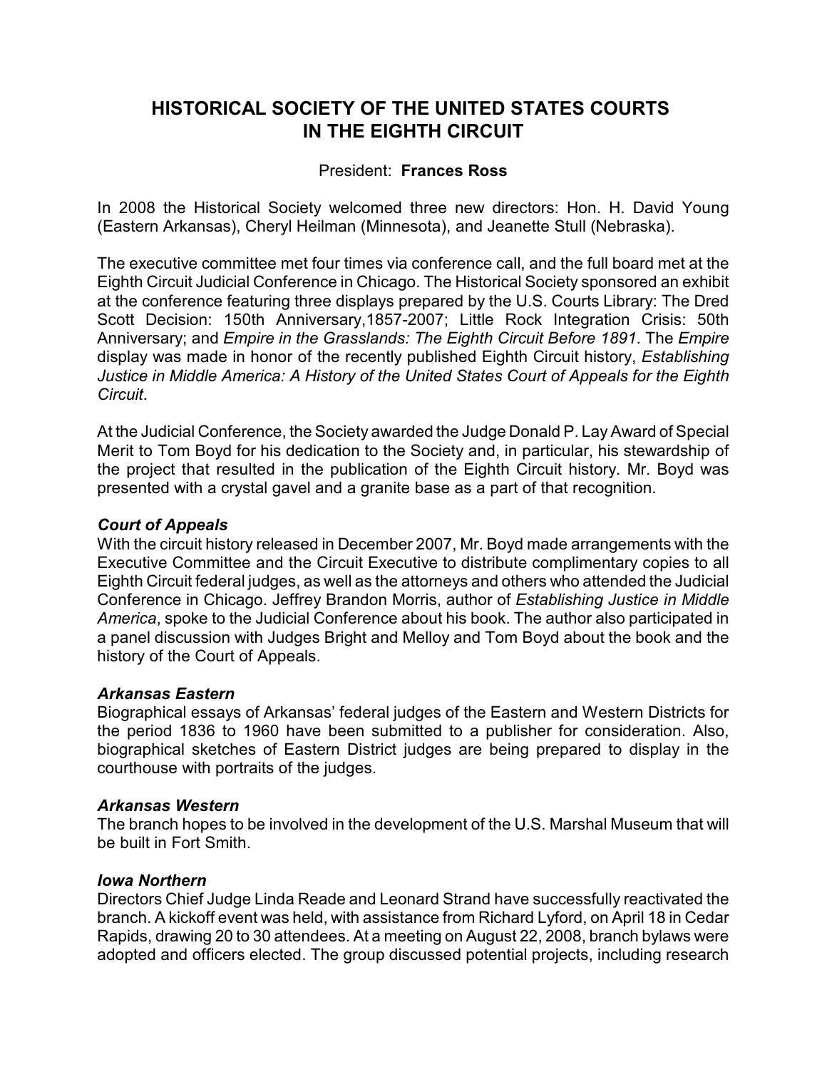# HISTORICAL SOCIETY OF THE UNITED STATES COURTS IN THE EIGHTH CIRCUIT

President: **Frances Ross**

In 2008 the Historical Society welcomed three new directors: Hon. H. David Young (Eastern Arkansas), Cheryl Heilman (Minnesota), and Jeanette Stull (Nebraska).

The executive committee met four times via conference call, and the full board met at the Eighth Circuit Judicial Conference in Chicago. The Historical Society sponsored an exhibit at the conference featuring three displays prepared by the U.S. Courts Library: The Dred Scott Decision: 150th Anniversary,1857-2007; Little Rock Integration Crisis: 50th Anniversary; and *Empire in the Grasslands: The Eighth Circuit Before 1891*. The *Empire* display was made in honor of the recently published Eighth Circuit history, *Establishing Justice in Middle America: A History of the United States Court of Appeals for the Eighth Circuit*.

At the Judicial Conference, the Society awarded the Judge Donald P. Lay Award of Special Merit to Tom Boyd for his dedication to the Society and, in particular, his stewardship of the project that resulted in the publication of the Eighth Circuit history. Mr. Boyd was presented with a crystal gavel and a granite base as a part of that recognition.

### *Court of Appeals*

With the circuit history released in December 2007, Mr. Boyd made arrangements with the Executive Committee and the Circuit Executive to distribute complimentary copies to all Eighth Circuit federal judges, as well as the attorneys and others who attended the Judicial Conference in Chicago. Jeffrey Brandon Morris, author of *Establishing Justice in Middle America*, spoke to the Judicial Conference about his book. The author also participated in a panel discussion with Judges Bright and Melloy and Tom Boyd about the book and the history of the Court of Appeals.

### *Arkansas Eastern*

Biographical essays of Arkansas' federal judges of the Eastern and Western Districts for the period 1836 to 1960 have been submitted to a publisher for consideration. Also, biographical sketches of Eastern District judges are being prepared to display in the courthouse with portraits of the judges.

### *Arkansas Western*

The branch hopes to be involved in the development of the U.S. Marshal Museum that will be built in Fort Smith.

### *Iowa Northern*

Directors Chief Judge Linda Reade and Leonard Strand have successfully reactivated the branch. A kickoff event was held, with assistance from Richard Lyford, on April 18 in Cedar Rapids, drawing 20 to 30 attendees. At a meeting on August 22, 2008, branch bylaws were adopted and officers elected. The group discussed potential projects, including research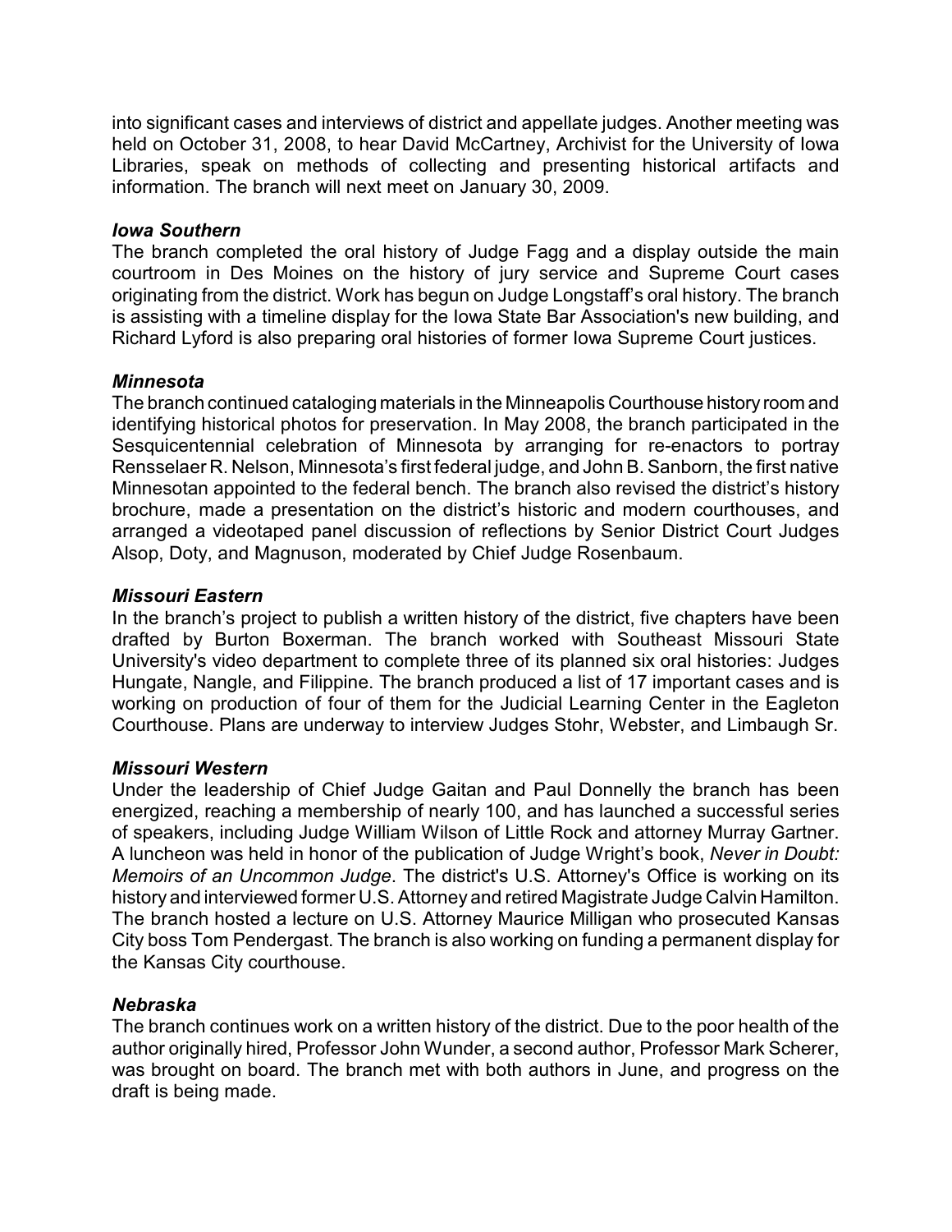into significant cases and interviews of district and appellate judges. Another meeting was held on October 31, 2008, to hear David McCartney, Archivist for the University of Iowa Libraries, speak on methods of collecting and presenting historical artifacts and information. The branch will next meet on January 30, 2009.

***Iowa Southern***

The branch completed the oral history of Judge Fagg and a display outside the main courtroom in Des Moines on the history of jury service and Supreme Court cases originating from the district. Work has begun on Judge Longstaff's oral history. The branch is assisting with a timeline display for the Iowa State Bar Association's new building, and Richard Lyford is also preparing oral histories of former Iowa Supreme Court justices.

***Minnesota***

The branch continued cataloging materials in the Minneapolis Courthouse history room and identifying historical photos for preservation. In May 2008, the branch participated in the Sesquicentennial celebration of Minnesota by arranging for re-enactors to portray Rensselaer R. Nelson, Minnesota's first federal judge, and John B. Sanborn, the first native Minnesotan appointed to the federal bench. The branch also revised the district's history brochure, made a presentation on the district's historic and modern courthouses, and arranged a videotaped panel discussion of reflections by Senior District Court Judges Alsop, Doty, and Magnuson, moderated by Chief Judge Rosenbaum.

***Missouri Eastern***

In the branch's project to publish a written history of the district, five chapters have been drafted by Burton Boxerman. The branch worked with Southeast Missouri State University's video department to complete three of its planned six oral histories: Judges Hungate, Nangle, and Filippine. The branch produced a list of 17 important cases and is working on production of four of them for the Judicial Learning Center in the Eagleton Courthouse. Plans are underway to interview Judges Stohr, Webster, and Limbaugh Sr.

***Missouri Western***

Under the leadership of Chief Judge Gaitan and Paul Donnelly the branch has been energized, reaching a membership of nearly 100, and has launched a successful series of speakers, including Judge William Wilson of Little Rock and attorney Murray Gartner. A luncheon was held in honor of the publication of Judge Wright's book, *Never in Doubt: Memoirs of an Uncommon Judge*. The district's U.S. Attorney's Office is working on its history and interviewed former U.S. Attorney and retired Magistrate Judge Calvin Hamilton. The branch hosted a lecture on U.S. Attorney Maurice Milligan who prosecuted Kansas City boss Tom Pendergast. The branch is also working on funding a permanent display for the Kansas City courthouse.

***Nebraska***

The branch continues work on a written history of the district. Due to the poor health of the author originally hired, Professor John Wunder, a second author, Professor Mark Scherer, was brought on board. The branch met with both authors in June, and progress on the draft is being made.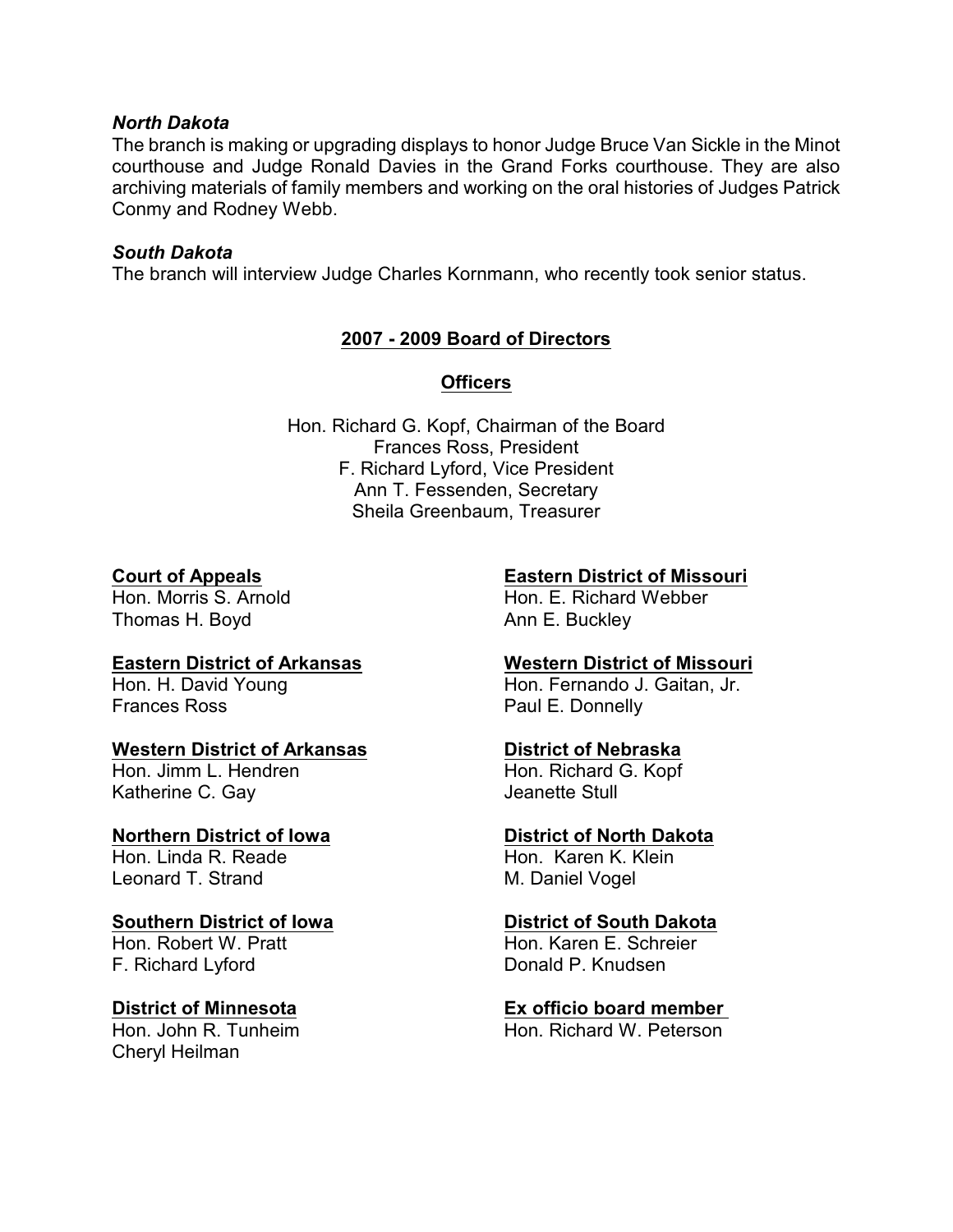### *North Dakota*

The branch is making or upgrading displays to honor Judge Bruce Van Sickle in the Minot courthouse and Judge Ronald Davies in the Grand Forks courthouse. They are also archiving materials of family members and working on the oral histories of Judges Patrick Conmy and Rodney Webb.

### *South Dakota*

The branch will interview Judge Charles Kornmann, who recently took senior status.

## 2007 - 2009 Board of Directors

### Officers

Hon. Richard G. Kopf, Chairman of the Board
Frances Ross, President
F. Richard Lyford, Vice President
Ann T. Fessenden, Secretary
Sheila Greenbaum, Treasurer

**Court of Appeals**
Hon. Morris S. Arnold
Thomas H. Boyd

**Eastern District of Arkansas**
Hon. H. David Young
Frances Ross

**Western District of Arkansas**
Hon. Jimm L. Hendren
Katherine C. Gay

**Northern District of Iowa**
Hon. Linda R. Reade
Leonard T. Strand

**Southern District of Iowa**
Hon. Robert W. Pratt
F. Richard Lyford

**District of Minnesota**
Hon. John R. Tunheim
Cheryl Heilman

**Eastern District of Missouri**
Hon. E. Richard Webber
Ann E. Buckley

**Western District of Missouri**
Hon. Fernando J. Gaitan, Jr.
Paul E. Donnelly

**District of Nebraska**
Hon. Richard G. Kopf
Jeanette Stull

**District of North Dakota**
Hon. Karen K. Klein
M. Daniel Vogel

**District of South Dakota**
Hon. Karen E. Schreier
Donald P. Knudsen

**Ex officio board member**
Hon. Richard W. Peterson